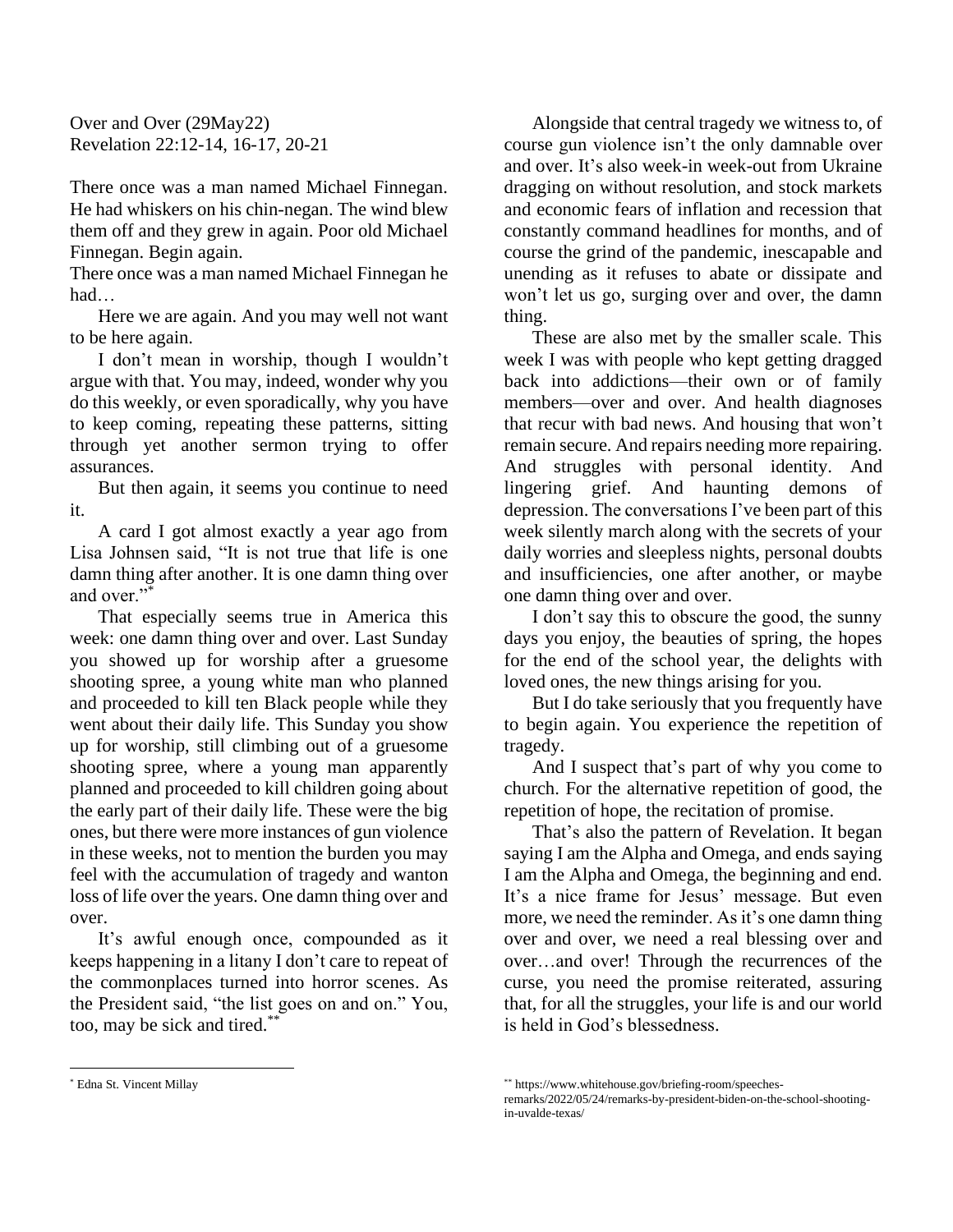Over and Over (29May22)
Revelation 22:12-14, 16-17, 20-21

There once was a man named Michael Finnegan. He had whiskers on his chin-negan. The wind blew them off and they grew in again. Poor old Michael Finnegan. Begin again.
There once was a man named Michael Finnegan he had…

Here we are again. And you may well not want to be here again.

I don't mean in worship, though I wouldn't argue with that. You may, indeed, wonder why you do this weekly, or even sporadically, why you have to keep coming, repeating these patterns, sitting through yet another sermon trying to offer assurances.

But then again, it seems you continue to need it.

A card I got almost exactly a year ago from Lisa Johnsen said, "It is not true that life is one damn thing after another. It is one damn thing over and over."*

That especially seems true in America this week: one damn thing over and over. Last Sunday you showed up for worship after a gruesome shooting spree, a young white man who planned and proceeded to kill ten Black people while they went about their daily life. This Sunday you show up for worship, still climbing out of a gruesome shooting spree, where a young man apparently planned and proceeded to kill children going about the early part of their daily life. These were the big ones, but there were more instances of gun violence in these weeks, not to mention the burden you may feel with the accumulation of tragedy and wanton loss of life over the years. One damn thing over and over.

It's awful enough once, compounded as it keeps happening in a litany I don't care to repeat of the commonplaces turned into horror scenes. As the President said, "the list goes on and on." You, too, may be sick and tired.**

Alongside that central tragedy we witness to, of course gun violence isn't the only damnable over and over. It's also week-in week-out from Ukraine dragging on without resolution, and stock markets and economic fears of inflation and recession that constantly command headlines for months, and of course the grind of the pandemic, inescapable and unending as it refuses to abate or dissipate and won't let us go, surging over and over, the damn thing.

These are also met by the smaller scale. This week I was with people who kept getting dragged back into addictions—their own or of family members—over and over. And health diagnoses that recur with bad news. And housing that won't remain secure. And repairs needing more repairing. And struggles with personal identity. And lingering grief. And haunting demons of depression. The conversations I've been part of this week silently march along with the secrets of your daily worries and sleepless nights, personal doubts and insufficiencies, one after another, or maybe one damn thing over and over.

I don't say this to obscure the good, the sunny days you enjoy, the beauties of spring, the hopes for the end of the school year, the delights with loved ones, the new things arising for you.

But I do take seriously that you frequently have to begin again. You experience the repetition of tragedy.

And I suspect that's part of why you come to church. For the alternative repetition of good, the repetition of hope, the recitation of promise.

That's also the pattern of Revelation. It began saying I am the Alpha and Omega, and ends saying I am the Alpha and Omega, the beginning and end. It's a nice frame for Jesus' message. But even more, we need the reminder. As it's one damn thing over and over, we need a real blessing over and over…and over! Through the recurrences of the curse, you need the promise reiterated, assuring that, for all the struggles, your life is and our world is held in God's blessedness.

---

* Edna St. Vincent Millay

** https://www.whitehouse.gov/briefing-room/speeches-remarks/2022/05/24/remarks-by-president-biden-on-the-school-shooting-in-uvalde-texas/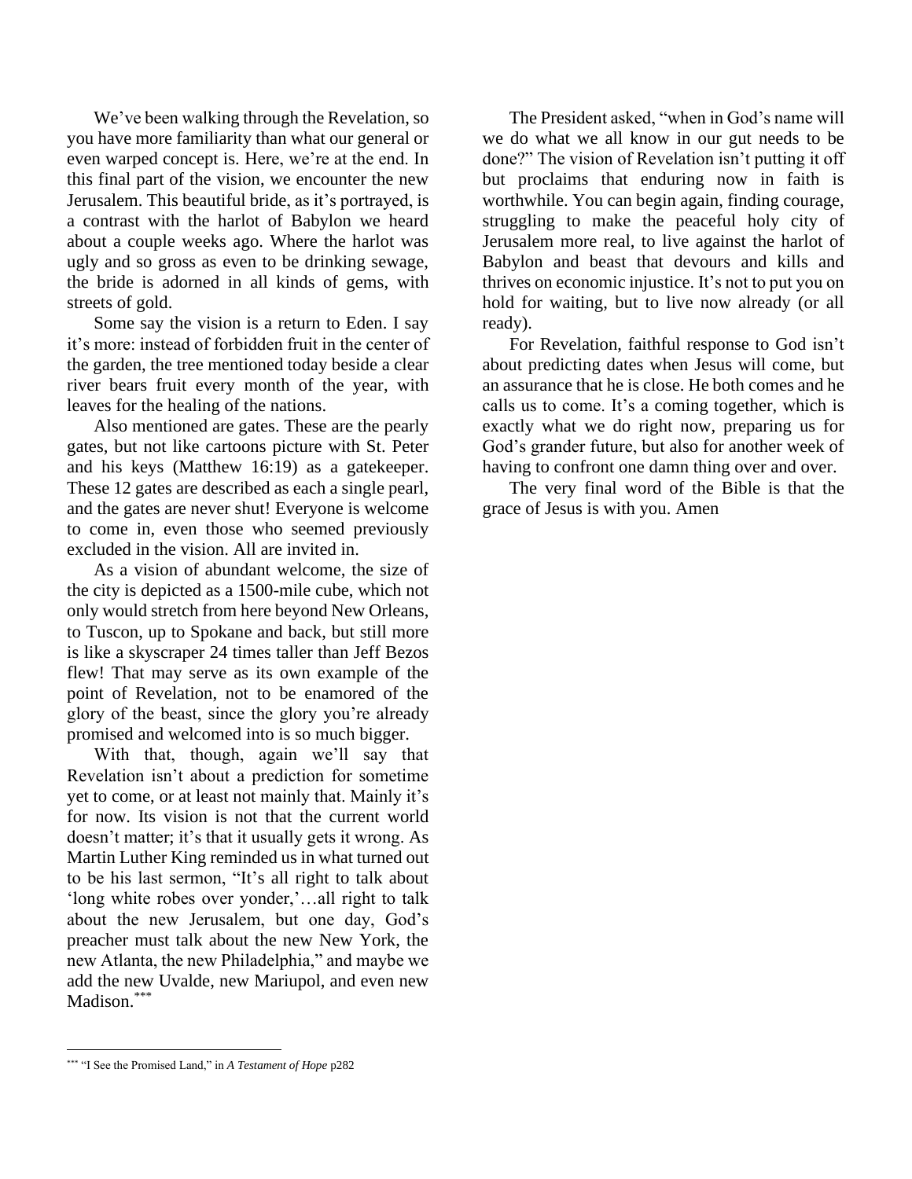We've been walking through the Revelation, so you have more familiarity than what our general or even warped concept is. Here, we're at the end. In this final part of the vision, we encounter the new Jerusalem. This beautiful bride, as it's portrayed, is a contrast with the harlot of Babylon we heard about a couple weeks ago. Where the harlot was ugly and so gross as even to be drinking sewage, the bride is adorned in all kinds of gems, with streets of gold.

Some say the vision is a return to Eden. I say it's more: instead of forbidden fruit in the center of the garden, the tree mentioned today beside a clear river bears fruit every month of the year, with leaves for the healing of the nations.

Also mentioned are gates. These are the pearly gates, but not like cartoons picture with St. Peter and his keys (Matthew 16:19) as a gatekeeper. These 12 gates are described as each a single pearl, and the gates are never shut! Everyone is welcome to come in, even those who seemed previously excluded in the vision. All are invited in.

As a vision of abundant welcome, the size of the city is depicted as a 1500-mile cube, which not only would stretch from here beyond New Orleans, to Tuscon, up to Spokane and back, but still more is like a skyscraper 24 times taller than Jeff Bezos flew! That may serve as its own example of the point of Revelation, not to be enamored of the glory of the beast, since the glory you're already promised and welcomed into is so much bigger.

With that, though, again we'll say that Revelation isn't about a prediction for sometime yet to come, or at least not mainly that. Mainly it's for now. Its vision is not that the current world doesn't matter; it's that it usually gets it wrong. As Martin Luther King reminded us in what turned out to be his last sermon, "It's all right to talk about 'long white robes over yonder,'…all right to talk about the new Jerusalem, but one day, God's preacher must talk about the new New York, the new Atlanta, the new Philadelphia," and maybe we add the new Uvalde, new Mariupol, and even new Madison.[***]

The President asked, "when in God's name will we do what we all know in our gut needs to be done?" The vision of Revelation isn't putting it off but proclaims that enduring now in faith is worthwhile. You can begin again, finding courage, struggling to make the peaceful holy city of Jerusalem more real, to live against the harlot of Babylon and beast that devours and kills and thrives on economic injustice. It's not to put you on hold for waiting, but to live now already (or all ready).

For Revelation, faithful response to God isn't about predicting dates when Jesus will come, but an assurance that he is close. He both comes and he calls us to come. It's a coming together, which is exactly what we do right now, preparing us for God's grander future, but also for another week of having to confront one damn thing over and over.

The very final word of the Bible is that the grace of Jesus is with you. Amen

---

[***] "I See the Promised Land," in *A Testament of Hope* p282